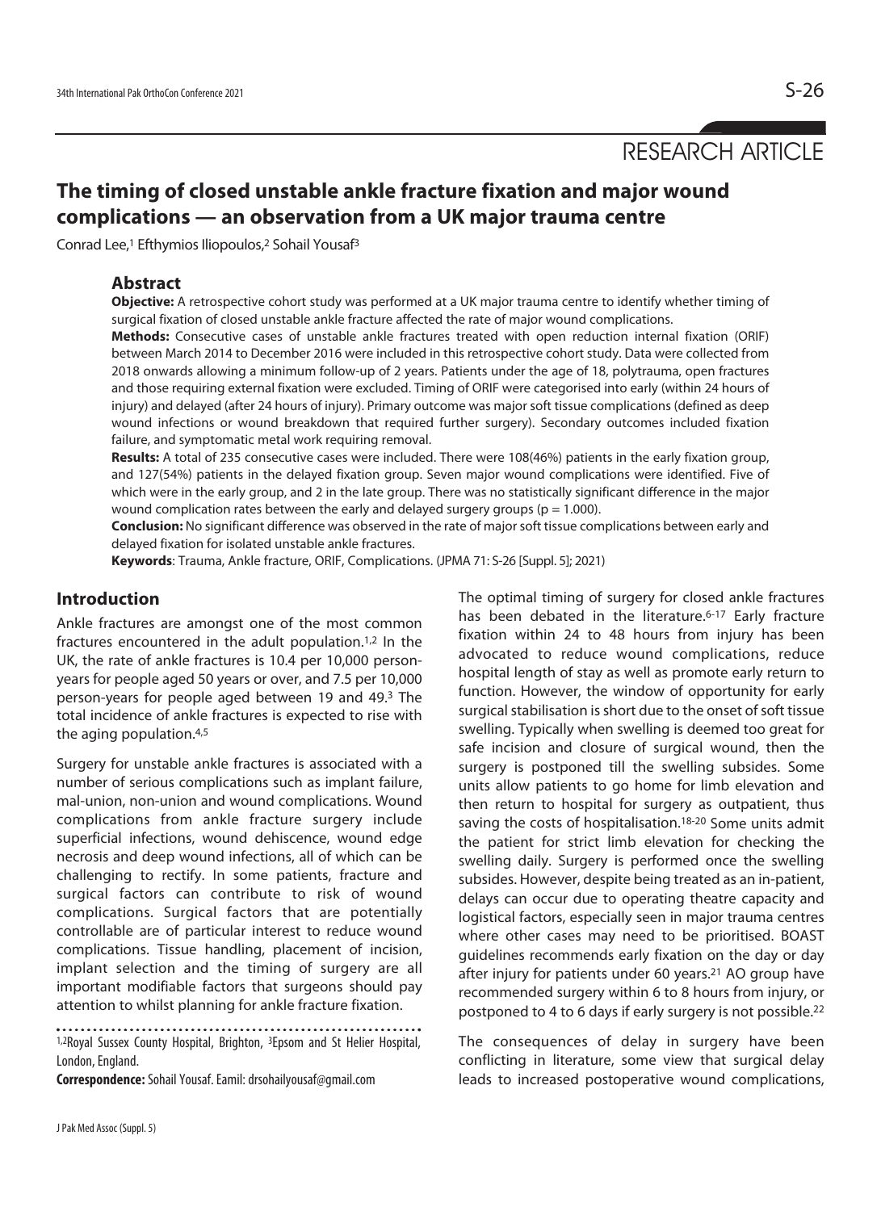RESEARCH ARTICLE

# The timing of closed unstable ankle fracture fixation and major wound complications — an observation from a UK major trauma centre

Conrad Lee,[1] Efthymios Iliopoulos,[2] Sohail Yousaf[3]

## Abstract

**Objective:** A retrospective cohort study was performed at a UK major trauma centre to identify whether timing of surgical fixation of closed unstable ankle fracture affected the rate of major wound complications.

**Methods:** Consecutive cases of unstable ankle fractures treated with open reduction internal fixation (ORIF) between March 2014 to December 2016 were included in this retrospective cohort study. Data were collected from 2018 onwards allowing a minimum follow-up of 2 years. Patients under the age of 18, polytrauma, open fractures and those requiring external fixation were excluded. Timing of ORIF were categorised into early (within 24 hours of injury) and delayed (after 24 hours of injury). Primary outcome was major soft tissue complications (defined as deep wound infections or wound breakdown that required further surgery). Secondary outcomes included fixation failure, and symptomatic metal work requiring removal.

**Results:** A total of 235 consecutive cases were included. There were 108(46%) patients in the early fixation group, and 127(54%) patients in the delayed fixation group. Seven major wound complications were identified. Five of which were in the early group, and 2 in the late group. There was no statistically significant difference in the major wound complication rates between the early and delayed surgery groups ($p = 1.000$).

**Conclusion:** No significant difference was observed in the rate of major soft tissue complications between early and delayed fixation for isolated unstable ankle fractures.

**Keywords**: Trauma, Ankle fracture, ORIF, Complications. (JPMA 71: S-26 [Suppl. 5]; 2021)

## Introduction

Ankle fractures are amongst one of the most common fractures encountered in the adult population.[1,2] In the UK, the rate of ankle fractures is 10.4 per 10,000 person-years for people aged 50 years or over, and 7.5 per 10,000 person-years for people aged between 19 and 49.[3] The total incidence of ankle fractures is expected to rise with the aging population.[4,5]

Surgery for unstable ankle fractures is associated with a number of serious complications such as implant failure, mal-union, non-union and wound complications. Wound complications from ankle fracture surgery include superficial infections, wound dehiscence, wound edge necrosis and deep wound infections, all of which can be challenging to rectify. In some patients, fracture and surgical factors can contribute to risk of wound complications. Surgical factors that are potentially controllable are of particular interest to reduce wound complications. Tissue handling, placement of incision, implant selection and the timing of surgery are all important modifiable factors that surgeons should pay attention to whilst planning for ankle fracture fixation.

[1,2]Royal Sussex County Hospital, Brighton, [3]Epsom and St Helier Hospital, London, England.

**Correspondence:** Sohail Yousaf. Eamil: drsohailyousaf@gmail.com

The optimal timing of surgery for closed ankle fractures has been debated in the literature.[6-17] Early fracture fixation within 24 to 48 hours from injury has been advocated to reduce wound complications, reduce hospital length of stay as well as promote early return to function. However, the window of opportunity for early surgical stabilisation is short due to the onset of soft tissue swelling. Typically when swelling is deemed too great for safe incision and closure of surgical wound, then the surgery is postponed till the swelling subsides. Some units allow patients to go home for limb elevation and then return to hospital for surgery as outpatient, thus saving the costs of hospitalisation.[18-20] Some units admit the patient for strict limb elevation for checking the swelling daily. Surgery is performed once the swelling subsides. However, despite being treated as an in-patient, delays can occur due to operating theatre capacity and logistical factors, especially seen in major trauma centres where other cases may need to be prioritised. BOAST guidelines recommends early fixation on the day or day after injury for patients under 60 years.[21] AO group have recommended surgery within 6 to 8 hours from injury, or postponed to 4 to 6 days if early surgery is not possible.[22]

The consequences of delay in surgery have been conflicting in literature, some view that surgical delay leads to increased postoperative wound complications,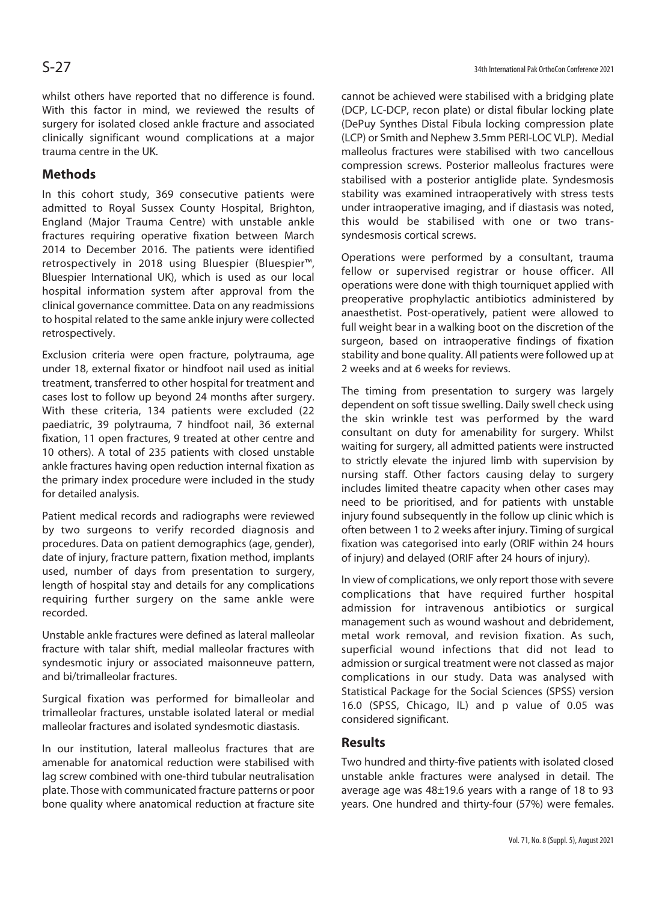whilst others have reported that no difference is found. With this factor in mind, we reviewed the results of surgery for isolated closed ankle fracture and associated clinically significant wound complications at a major trauma centre in the UK.

## Methods

In this cohort study, 369 consecutive patients were admitted to Royal Sussex County Hospital, Brighton, England (Major Trauma Centre) with unstable ankle fractures requiring operative fixation between March 2014 to December 2016. The patients were identified retrospectively in 2018 using Bluespier (Bluespier™, Bluespier International UK), which is used as our local hospital information system after approval from the clinical governance committee. Data on any readmissions to hospital related to the same ankle injury were collected retrospectively.

Exclusion criteria were open fracture, polytrauma, age under 18, external fixator or hindfoot nail used as initial treatment, transferred to other hospital for treatment and cases lost to follow up beyond 24 months after surgery. With these criteria, 134 patients were excluded (22 paediatric, 39 polytrauma, 7 hindfoot nail, 36 external fixation, 11 open fractures, 9 treated at other centre and 10 others). A total of 235 patients with closed unstable ankle fractures having open reduction internal fixation as the primary index procedure were included in the study for detailed analysis.

Patient medical records and radiographs were reviewed by two surgeons to verify recorded diagnosis and procedures. Data on patient demographics (age, gender), date of injury, fracture pattern, fixation method, implants used, number of days from presentation to surgery, length of hospital stay and details for any complications requiring further surgery on the same ankle were recorded.

Unstable ankle fractures were defined as lateral malleolar fracture with talar shift, medial malleolar fractures with syndesmotic injury or associated maisonneuve pattern, and bi/trimalleolar fractures.

Surgical fixation was performed for bimalleolar and trimalleolar fractures, unstable isolated lateral or medial malleolar fractures and isolated syndesmotic diastasis.

In our institution, lateral malleolus fractures that are amenable for anatomical reduction were stabilised with lag screw combined with one-third tubular neutralisation plate. Those with communicated fracture patterns or poor bone quality where anatomical reduction at fracture site cannot be achieved were stabilised with a bridging plate (DCP, LC-DCP, recon plate) or distal fibular locking plate (DePuy Synthes Distal Fibula locking compression plate (LCP) or Smith and Nephew 3.5mm PERI-LOC VLP). Medial malleolus fractures were stabilised with two cancellous compression screws. Posterior malleolus fractures were stabilised with a posterior antiglide plate. Syndesmosis stability was examined intraoperatively with stress tests under intraoperative imaging, and if diastasis was noted, this would be stabilised with one or two trans-syndesmosis cortical screws.

Operations were performed by a consultant, trauma fellow or supervised registrar or house officer. All operations were done with thigh tourniquet applied with preoperative prophylactic antibiotics administered by anaesthetist. Post-operatively, patient were allowed to full weight bear in a walking boot on the discretion of the surgeon, based on intraoperative findings of fixation stability and bone quality. All patients were followed up at 2 weeks and at 6 weeks for reviews.

The timing from presentation to surgery was largely dependent on soft tissue swelling. Daily swell check using the skin wrinkle test was performed by the ward consultant on duty for amenability for surgery. Whilst waiting for surgery, all admitted patients were instructed to strictly elevate the injured limb with supervision by nursing staff. Other factors causing delay to surgery includes limited theatre capacity when other cases may need to be prioritised, and for patients with unstable injury found subsequently in the follow up clinic which is often between 1 to 2 weeks after injury. Timing of surgical fixation was categorised into early (ORIF within 24 hours of injury) and delayed (ORIF after 24 hours of injury).

In view of complications, we only report those with severe complications that have required further hospital admission for intravenous antibiotics or surgical management such as wound washout and debridement, metal work removal, and revision fixation. As such, superficial wound infections that did not lead to admission or surgical treatment were not classed as major complications in our study. Data was analysed with Statistical Package for the Social Sciences (SPSS) version 16.0 (SPSS, Chicago, IL) and p value of 0.05 was considered significant.

## Results

Two hundred and thirty-five patients with isolated closed unstable ankle fractures were analysed in detail. The average age was 48±19.6 years with a range of 18 to 93 years. One hundred and thirty-four (57%) were females.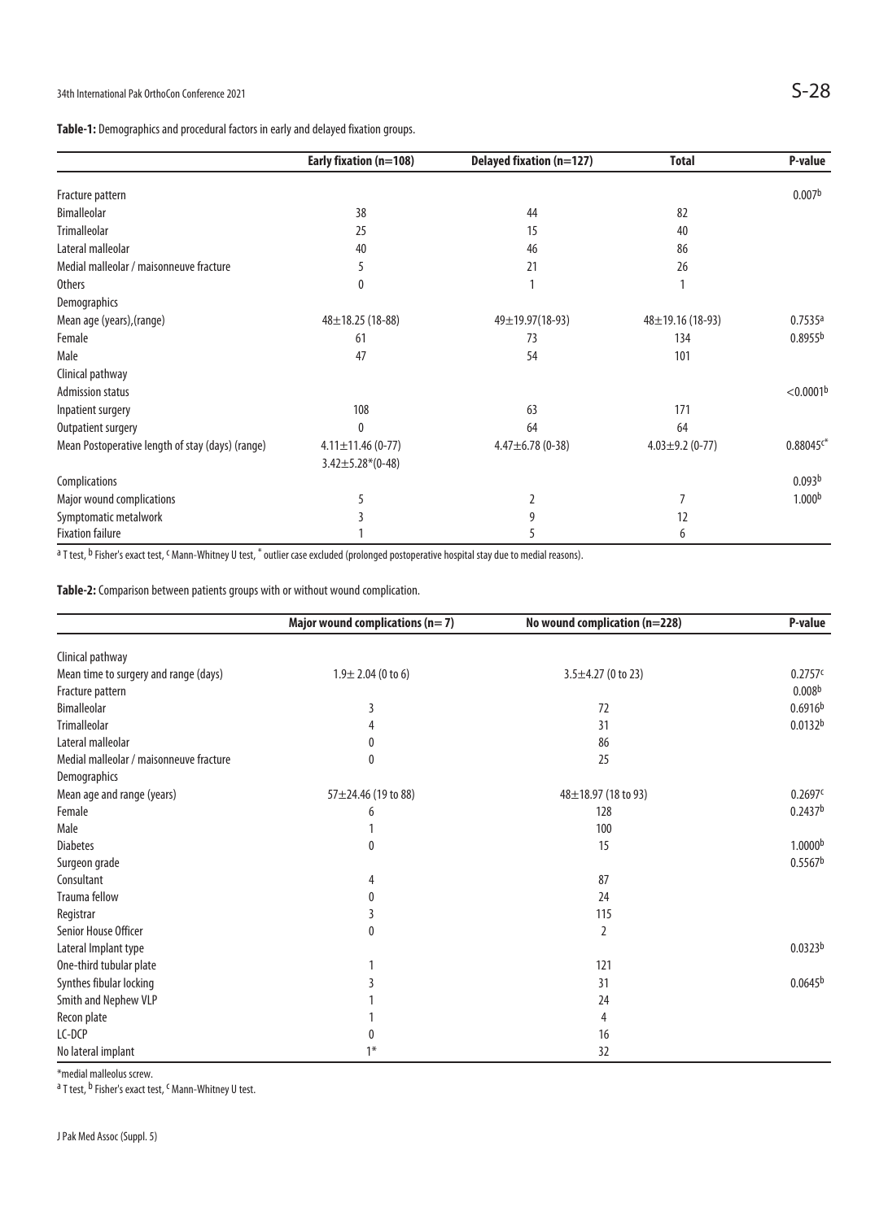**Table-1:** Demographics and procedural factors in early and delayed fixation groups.

| | Early fixation (n=108) | Delayed fixation (n=127) | Total | P-value |
|---|---|---|---|---|
| Fracture pattern | | | | 0.007[b] |
| Bimalleolar | 38 | 44 | 82 | |
| Trimalleolar | 25 | 15 | 40 | |
| Lateral malleolar | 40 | 46 | 86 | |
| Medial malleolar / maisonneuve fracture | 5 | 21 | 26 | |
| Others | 0 | 1 | 1 | |
| Demographics | | | | |
| Mean age (years),(range) | 48±18.25 (18-88) | 49±19.97(18-93) | 48±19.16 (18-93) | 0.7535[a] |
| Female | 61 | 73 | 134 | 0.8955[b] |
| Male | 47 | 54 | 101 | |
| Clinical pathway | | | | |
| Admission status | | | | <0.0001[b] |
| Inpatient surgery | 108 | 63 | 171 | |
| Outpatient surgery | 0 | 64 | 64 | |
| Mean Postoperative length of stay (days) (range) | 4.11±11.46 (0-77) 3.42±5.28*(0-48) | 4.47±6.78 (0-38) | 4.03±9.2 (0-77) | 0.88045[c*] |
| Complications | | | | 0.093[b] |
| Major wound complications | 5 | 2 | 7 | 1.000[b] |
| Symptomatic metalwork | 3 | 9 | 12 | |
| Fixation failure | 1 | 5 | 6 | |

[a] T test, [b] Fisher's exact test, [c] Mann-Whitney U test, * outlier case excluded (prolonged postoperative hospital stay due to medial reasons).

**Table-2:** Comparison between patients groups with or without wound complication.

| | Major wound complications (n= 7) | No wound complication (n=228) | P-value |
|---|---|---|---|
| Clinical pathway | | | |
| Mean time to surgery and range (days) | 1.9± 2.04 (0 to 6) | 3.5±4.27 (0 to 23) | 0.2757[c] |
| Fracture pattern | | | 0.008[b] |
| Bimalleolar | 3 | 72 | 0.6916[b] |
| Trimalleolar | 4 | 31 | 0.0132[b] |
| Lateral malleolar | 0 | 86 | |
| Medial malleolar / maisonneuve fracture | 0 | 25 | |
| Demographics | | | |
| Mean age and range (years) | 57±24.46 (19 to 88) | 48±18.97 (18 to 93) | 0.2697[c] |
| Female | 6 | 128 | 0.2437[b] |
| Male | 1 | 100 | |
| Diabetes | 0 | 15 | 1.0000[b] |
| Surgeon grade | | | 0.5567[b] |
| Consultant | 4 | 87 | |
| Trauma fellow | 0 | 24 | |
| Registrar | 3 | 115 | |
| Senior House Officer | 0 | 2 | |
| Lateral Implant type | | | 0.0323[b] |
| One-third tubular plate | 1 | 121 | |
| Synthes fibular locking | 3 | 31 | 0.0645[b] |
| Smith and Nephew VLP | 1 | 24 | |
| Recon plate | 1 | 4 | |
| LC-DCP | 0 | 16 | |
| No lateral implant | 1* | 32 | |

*medial malleolus screw.

[a] T test, [b] Fisher's exact test, [c] Mann-Whitney U test.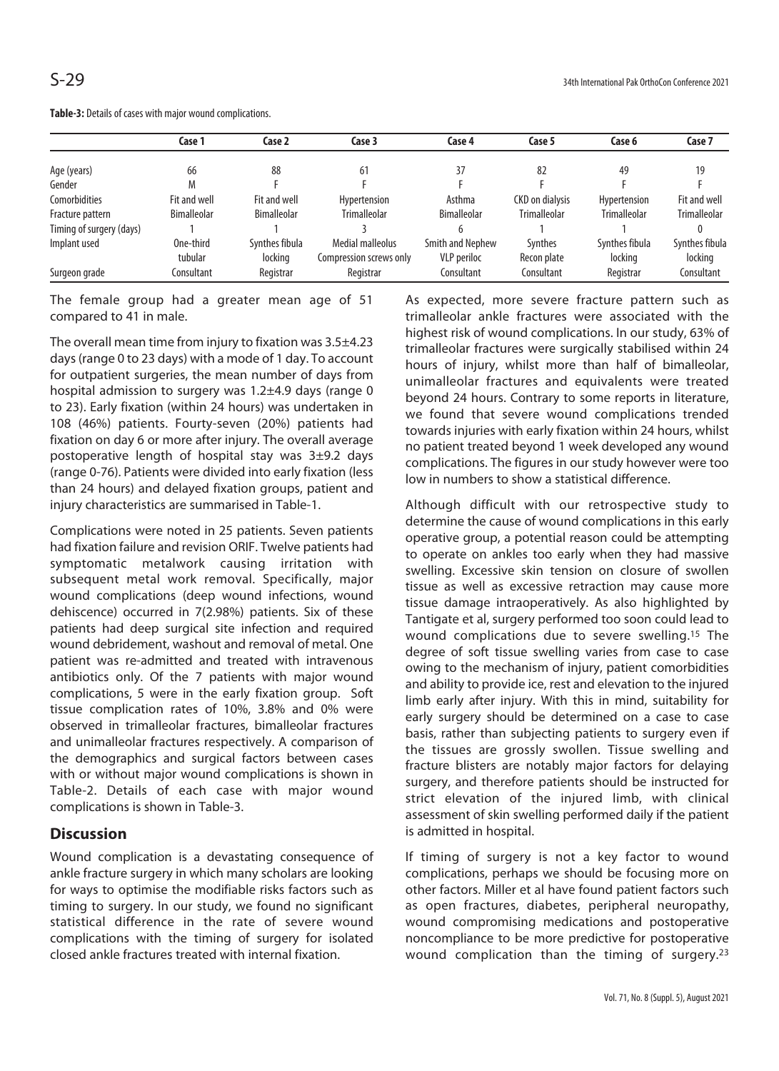**Table-3:** Details of cases with major wound complications.

| | Case 1 | Case 2 | Case 3 | Case 4 | Case 5 | Case 6 | Case 7 |
|---|---|---|---|---|---|---|---|
| Age (years) | 66 | 88 | 61 | 37 | 82 | 49 | 19 |
| Gender | M | F | F | F | F | F | F |
| Comorbidities | Fit and well | Fit and well | Hypertension | Asthma | CKD on dialysis | Hypertension | Fit and well |
| Fracture pattern | Bimalleolar | Bimalleolar | Trimalleolar | Bimalleolar | Trimalleolar | Trimalleolar | Trimalleolar |
| Timing of surgery (days) | 1 | 1 | 3 | 6 | 1 | 1 | 0 |
| Implant used | One-third tubular | Synthes fibula locking | Medial malleolus Compression screws only | Smith and Nephew VLP periloc | Synthes Recon plate | Synthes fibula locking | Synthes fibula locking |
| Surgeon grade | Consultant | Registrar | Registrar | Consultant | Consultant | Registrar | Consultant |

The female group had a greater mean age of 51 compared to 41 in male.

The overall mean time from injury to fixation was 3.5±4.23 days (range 0 to 23 days) with a mode of 1 day. To account for outpatient surgeries, the mean number of days from hospital admission to surgery was 1.2±4.9 days (range 0 to 23). Early fixation (within 24 hours) was undertaken in 108 (46%) patients. Fourty-seven (20%) patients had fixation on day 6 or more after injury. The overall average postoperative length of hospital stay was 3±9.2 days (range 0-76). Patients were divided into early fixation (less than 24 hours) and delayed fixation groups, patient and injury characteristics are summarised in Table-1.

Complications were noted in 25 patients. Seven patients had fixation failure and revision ORIF. Twelve patients had symptomatic metalwork causing irritation with subsequent metal work removal. Specifically, major wound complications (deep wound infections, wound dehiscence) occurred in 7(2.98%) patients. Six of these patients had deep surgical site infection and required wound debridement, washout and removal of metal. One patient was re-admitted and treated with intravenous antibiotics only. Of the 7 patients with major wound complications, 5 were in the early fixation group. Soft tissue complication rates of 10%, 3.8% and 0% were observed in trimalleolar fractures, bimalleolar fractures and unimalleolar fractures respectively. A comparison of the demographics and surgical factors between cases with or without major wound complications is shown in Table-2. Details of each case with major wound complications is shown in Table-3.

## Discussion

Wound complication is a devastating consequence of ankle fracture surgery in which many scholars are looking for ways to optimise the modifiable risks factors such as timing to surgery. In our study, we found no significant statistical difference in the rate of severe wound complications with the timing of surgery for isolated closed ankle fractures treated with internal fixation.

As expected, more severe fracture pattern such as trimalleolar ankle fractures were associated with the highest risk of wound complications. In our study, 63% of trimalleolar fractures were surgically stabilised within 24 hours of injury, whilst more than half of bimalleolar, unimalleolar fractures and equivalents were treated beyond 24 hours. Contrary to some reports in literature, we found that severe wound complications trended towards injuries with early fixation within 24 hours, whilst no patient treated beyond 1 week developed any wound complications. The figures in our study however were too low in numbers to show a statistical difference.

Although difficult with our retrospective study to determine the cause of wound complications in this early operative group, a potential reason could be attempting to operate on ankles too early when they had massive swelling. Excessive skin tension on closure of swollen tissue as well as excessive retraction may cause more tissue damage intraoperatively. As also highlighted by Tantigate et al, surgery performed too soon could lead to wound complications due to severe swelling.[15] The degree of soft tissue swelling varies from case to case owing to the mechanism of injury, patient comorbidities and ability to provide ice, rest and elevation to the injured limb early after injury. With this in mind, suitability for early surgery should be determined on a case to case basis, rather than subjecting patients to surgery even if the tissues are grossly swollen. Tissue swelling and fracture blisters are notably major factors for delaying surgery, and therefore patients should be instructed for strict elevation of the injured limb, with clinical assessment of skin swelling performed daily if the patient is admitted in hospital.

If timing of surgery is not a key factor to wound complications, perhaps we should be focusing more on other factors. Miller et al have found patient factors such as open fractures, diabetes, peripheral neuropathy, wound compromising medications and postoperative noncompliance to be more predictive for postoperative wound complication than the timing of surgery.[23]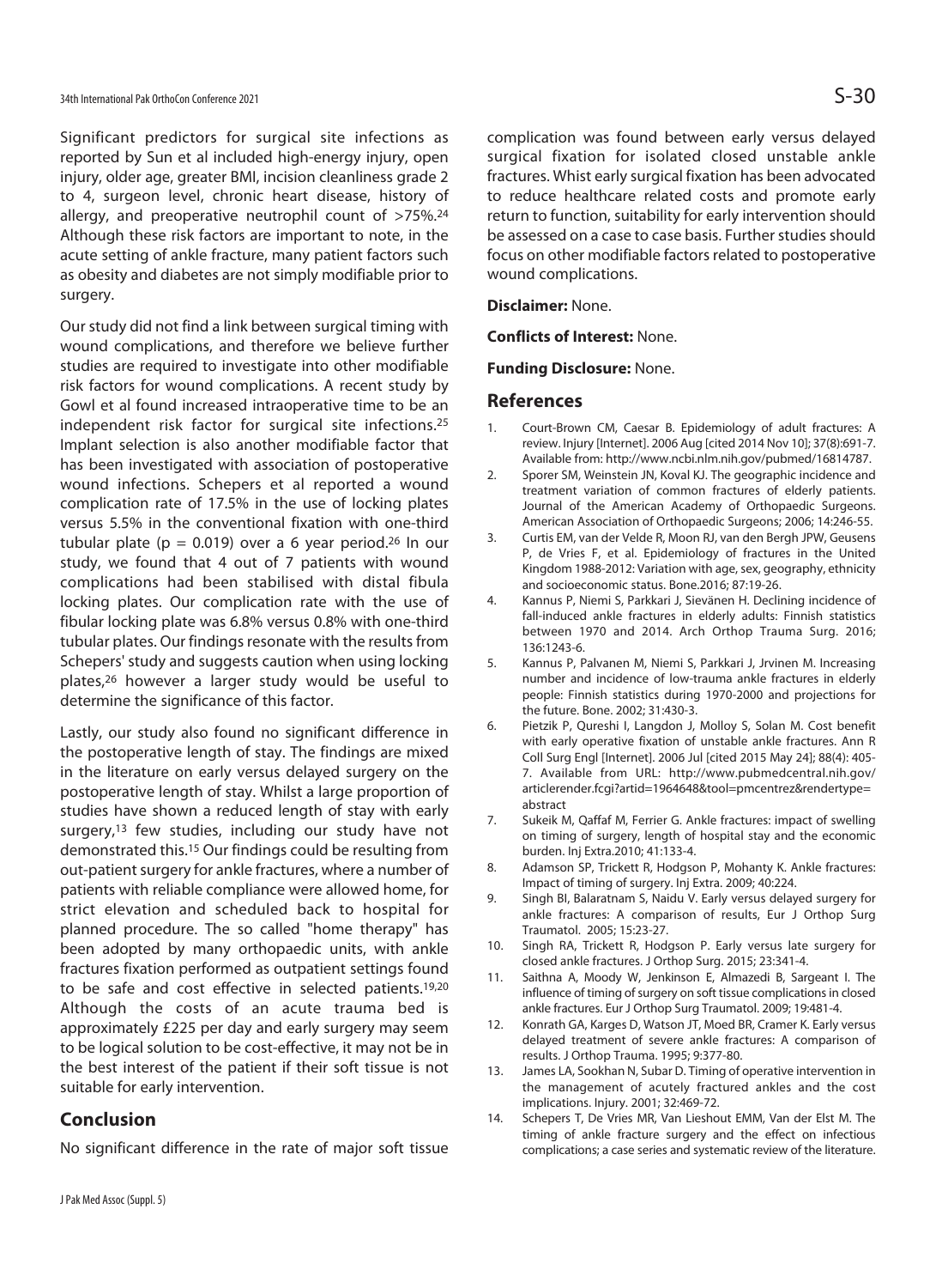Significant predictors for surgical site infections as reported by Sun et al included high-energy injury, open injury, older age, greater BMI, incision cleanliness grade 2 to 4, surgeon level, chronic heart disease, history of allergy, and preoperative neutrophil count of >75%.[24] Although these risk factors are important to note, in the acute setting of ankle fracture, many patient factors such as obesity and diabetes are not simply modifiable prior to surgery.

Our study did not find a link between surgical timing with wound complications, and therefore we believe further studies are required to investigate into other modifiable risk factors for wound complications. A recent study by Gowl et al found increased intraoperative time to be an independent risk factor for surgical site infections.[25] Implant selection is also another modifiable factor that has been investigated with association of postoperative wound infections. Schepers et al reported a wound complication rate of 17.5% in the use of locking plates versus 5.5% in the conventional fixation with one-third tubular plate ($p = 0.019$) over a 6 year period.[26] In our study, we found that 4 out of 7 patients with wound complications had been stabilised with distal fibula locking plates. Our complication rate with the use of fibular locking plate was 6.8% versus 0.8% with one-third tubular plates. Our findings resonate with the results from Schepers' study and suggests caution when using locking plates,[26] however a larger study would be useful to determine the significance of this factor.

Lastly, our study also found no significant difference in the postoperative length of stay. The findings are mixed in the literature on early versus delayed surgery on the postoperative length of stay. Whilst a large proportion of studies have shown a reduced length of stay with early surgery,[13] few studies, including our study have not demonstrated this.[15] Our findings could be resulting from out-patient surgery for ankle fractures, where a number of patients with reliable compliance were allowed home, for strict elevation and scheduled back to hospital for planned procedure. The so called "home therapy" has been adopted by many orthopaedic units, with ankle fractures fixation performed as outpatient settings found to be safe and cost effective in selected patients.[19,20] Although the costs of an acute trauma bed is approximately £225 per day and early surgery may seem to be logical solution to be cost-effective, it may not be in the best interest of the patient if their soft tissue is not suitable for early intervention.

## Conclusion

No significant difference in the rate of major soft tissue complication was found between early versus delayed surgical fixation for isolated closed unstable ankle fractures. Whist early surgical fixation has been advocated to reduce healthcare related costs and promote early return to function, suitability for early intervention should be assessed on a case to case basis. Further studies should focus on other modifiable factors related to postoperative wound complications.

**Disclaimer:** None.

**Conflicts of Interest:** None.

**Funding Disclosure:** None.

## References

1. Court-Brown CM, Caesar B. Epidemiology of adult fractures: A review. Injury [Internet]. 2006 Aug [cited 2014 Nov 10]; 37(8):691-7. Available from: http://www.ncbi.nlm.nih.gov/pubmed/16814787.
2. Sporer SM, Weinstein JN, Koval KJ. The geographic incidence and treatment variation of common fractures of elderly patients. Journal of the American Academy of Orthopaedic Surgeons. American Association of Orthopaedic Surgeons; 2006; 14:246-55.
3. Curtis EM, van der Velde R, Moon RJ, van den Bergh JPW, Geusens P, de Vries F, et al. Epidemiology of fractures in the United Kingdom 1988-2012: Variation with age, sex, geography, ethnicity and socioeconomic status. Bone.2016; 87:19-26.
4. Kannus P, Niemi S, Parkkari J, Sievänen H. Declining incidence of fall-induced ankle fractures in elderly adults: Finnish statistics between 1970 and 2014. Arch Orthop Trauma Surg. 2016; 136:1243-6.
5. Kannus P, Palvanen M, Niemi S, Parkkari J, Jrvinen M. Increasing number and incidence of low-trauma ankle fractures in elderly people: Finnish statistics during 1970-2000 and projections for the future. Bone. 2002; 31:430-3.
6. Pietzik P, Qureshi I, Langdon J, Molloy S, Solan M. Cost benefit with early operative fixation of unstable ankle fractures. Ann R Coll Surg Engl [Internet]. 2006 Jul [cited 2015 May 24]; 88(4): 405-7. Available from URL: http://www.pubmedcentral.nih.gov/articlerender.fcgi?artid=1964648&tool=pmcentrez&rendertype=abstract
7. Sukeik M, Qaffaf M, Ferrier G. Ankle fractures: impact of swelling on timing of surgery, length of hospital stay and the economic burden. Inj Extra.2010; 41:133-4.
8. Adamson SP, Trickett R, Hodgson P, Mohanty K. Ankle fractures: Impact of timing of surgery. Inj Extra. 2009; 40:224.
9. Singh BI, Balaratnam S, Naidu V. Early versus delayed surgery for ankle fractures: A comparison of results, Eur J Orthop Surg Traumatol. 2005; 15:23-27.
10. Singh RA, Trickett R, Hodgson P. Early versus late surgery for closed ankle fractures. J Orthop Surg. 2015; 23:341-4.
11. Saithna A, Moody W, Jenkinson E, Almazedi B, Sargeant I. The influence of timing of surgery on soft tissue complications in closed ankle fractures. Eur J Orthop Surg Traumatol. 2009; 19:481-4.
12. Konrath GA, Karges D, Watson JT, Moed BR, Cramer K. Early versus delayed treatment of severe ankle fractures: A comparison of results. J Orthop Trauma. 1995; 9:377-80.
13. James LA, Sookhan N, Subar D. Timing of operative intervention in the management of acutely fractured ankles and the cost implications. Injury. 2001; 32:469-72.
14. Schepers T, De Vries MR, Van Lieshout EMM, Van der Elst M. The timing of ankle fracture surgery and the effect on infectious complications; a case series and systematic review of the literature.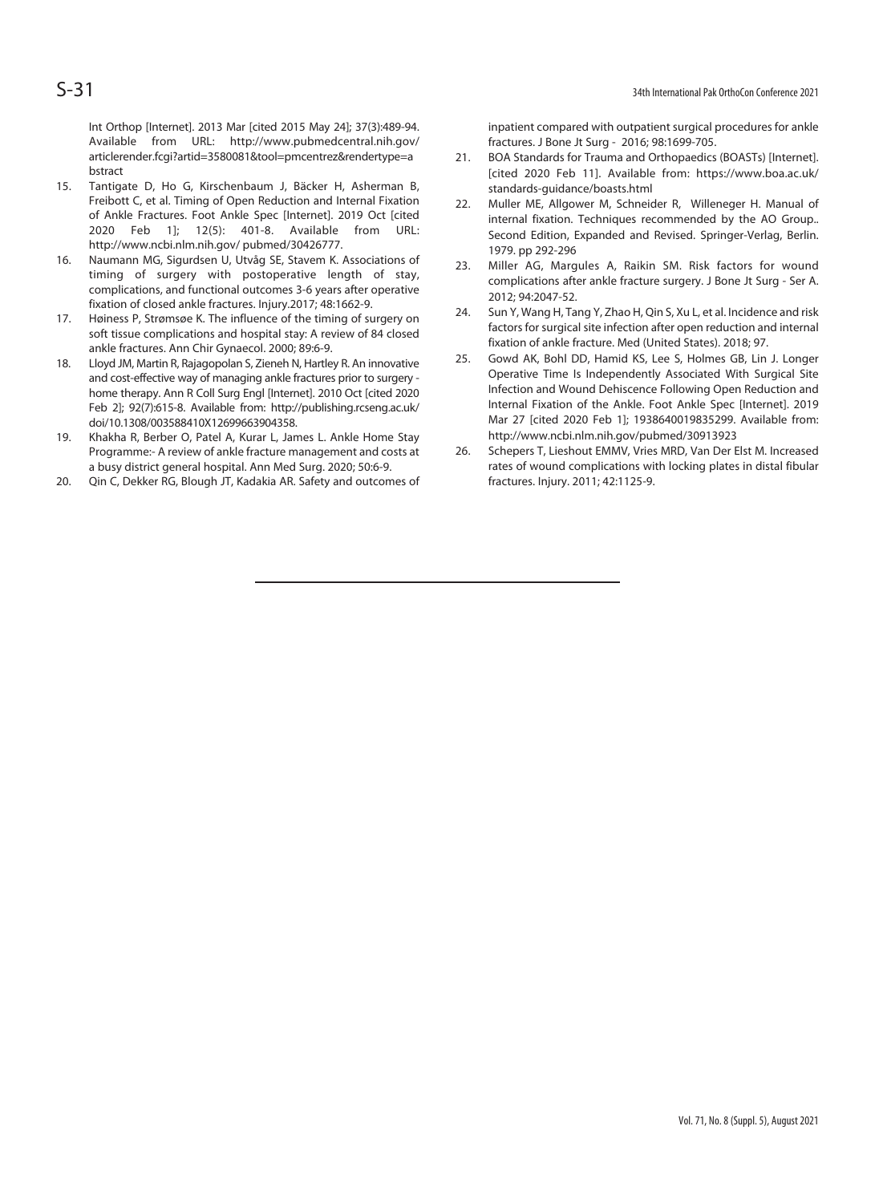Int Orthop [Internet]. 2013 Mar [cited 2015 May 24]; 37(3):489-94. Available from URL: http://www.pubmedcentral.nih.gov/articlerender.fcgi?artid=3580081&tool=pmcentrez&rendertype=abstract

15. Tantigate D, Ho G, Kirschenbaum J, Bäcker H, Asherman B, Freibott C, et al. Timing of Open Reduction and Internal Fixation of Ankle Fractures. Foot Ankle Spec [Internet]. 2019 Oct [cited 2020 Feb 1]; 12(5): 401-8. Available from URL: http://www.ncbi.nlm.nih.gov/ pubmed/30426777.
16. Naumann MG, Sigurdsen U, Utvåg SE, Stavem K. Associations of timing of surgery with postoperative length of stay, complications, and functional outcomes 3-6 years after operative fixation of closed ankle fractures. Injury.2017; 48:1662-9.
17. Høiness P, Strømsøe K. The influence of the timing of surgery on soft tissue complications and hospital stay: A review of 84 closed ankle fractures. Ann Chir Gynaecol. 2000; 89:6-9.
18. Lloyd JM, Martin R, Rajagopolan S, Zieneh N, Hartley R. An innovative and cost-effective way of managing ankle fractures prior to surgery - home therapy. Ann R Coll Surg Engl [Internet]. 2010 Oct [cited 2020 Feb 2]; 92(7):615-8. Available from: http://publishing.rcseng.ac.uk/doi/10.1308/003588410X12699663904358.
19. Khakha R, Berber O, Patel A, Kurar L, James L. Ankle Home Stay Programme:- A review of ankle fracture management and costs at a busy district general hospital. Ann Med Surg. 2020; 50:6-9.
20. Qin C, Dekker RG, Blough JT, Kadakia AR. Safety and outcomes of inpatient compared with outpatient surgical procedures for ankle fractures. J Bone Jt Surg - 2016; 98:1699-705.
21. BOA Standards for Trauma and Orthopaedics (BOASTs) [Internet]. [cited 2020 Feb 11]. Available from: https://www.boa.ac.uk/standards-guidance/boasts.html
22. Muller ME, Allgower M, Schneider R, Willeneger H. Manual of internal fixation. Techniques recommended by the AO Group.. Second Edition, Expanded and Revised. Springer-Verlag, Berlin. 1979. pp 292-296
23. Miller AG, Margules A, Raikin SM. Risk factors for wound complications after ankle fracture surgery. J Bone Jt Surg - Ser A. 2012; 94:2047-52.
24. Sun Y, Wang H, Tang Y, Zhao H, Qin S, Xu L, et al. Incidence and risk factors for surgical site infection after open reduction and internal fixation of ankle fracture. Med (United States). 2018; 97.
25. Gowd AK, Bohl DD, Hamid KS, Lee S, Holmes GB, Lin J. Longer Operative Time Is Independently Associated With Surgical Site Infection and Wound Dehiscence Following Open Reduction and Internal Fixation of the Ankle. Foot Ankle Spec [Internet]. 2019 Mar 27 [cited 2020 Feb 1]; 1938640019835299. Available from: http://www.ncbi.nlm.nih.gov/pubmed/30913923
26. Schepers T, Lieshout EMMV, Vries MRD, Van Der Elst M. Increased rates of wound complications with locking plates in distal fibular fractures. Injury. 2011; 42:1125-9.